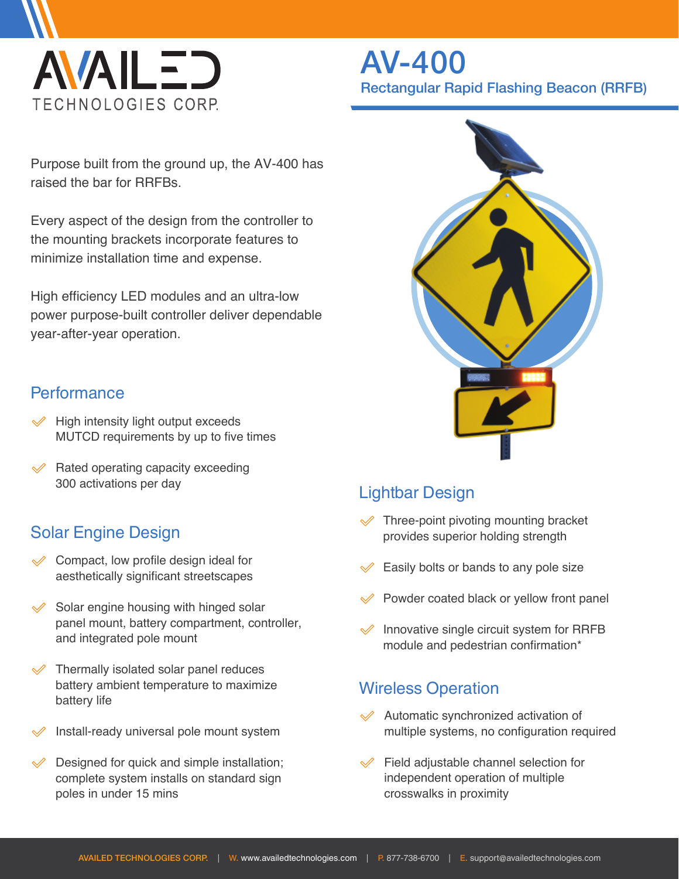# AVAILED TECHNOLOGIES CORP.

# AV-400

## Rectangular Rapid Flashing Beacon (RRFB)

Purpose built from the ground up, the AV-400 has raised the bar for RRFBs.

Every aspect of the design from the controller to the mounting brackets incorporate features to minimize installation time and expense.

High efficiency LED modules and an ultra-low power purpose-built controller deliver dependable year-after-year operation.

### Performance

- High intensity light output exceeds MUTCD requirements by up to five times
- Rated operating capacity exceeding 300 activations per day

### Solar Engine Design

- Compact, low profile design ideal for aesthetically significant streetscapes
- Solar engine housing with hinged solar panel mount, battery compartment, controller, and integrated pole mount
- Thermally isolated solar panel reduces battery ambient temperature to maximize battery life
- Install-ready universal pole mount system
- Designed for quick and simple installation; complete system installs on standard sign poles in under 15 mins

### Lightbar Design

- Three-point pivoting mounting bracket provides superior holding strength
- Easily bolts or bands to any pole size
- Powder coated black or yellow front panel
- Innovative single circuit system for RRFB module and pedestrian confirmation*

### Wireless Operation

- Automatic synchronized activation of multiple systems, no configuration required
- Field adjustable channel selection for independent operation of multiple crosswalks in proximity

AVAILED TECHNOLOGIES CORP. | W. www.availedtechnologies.com | P. 877-738-6700 | E. support@availedtechnologies.com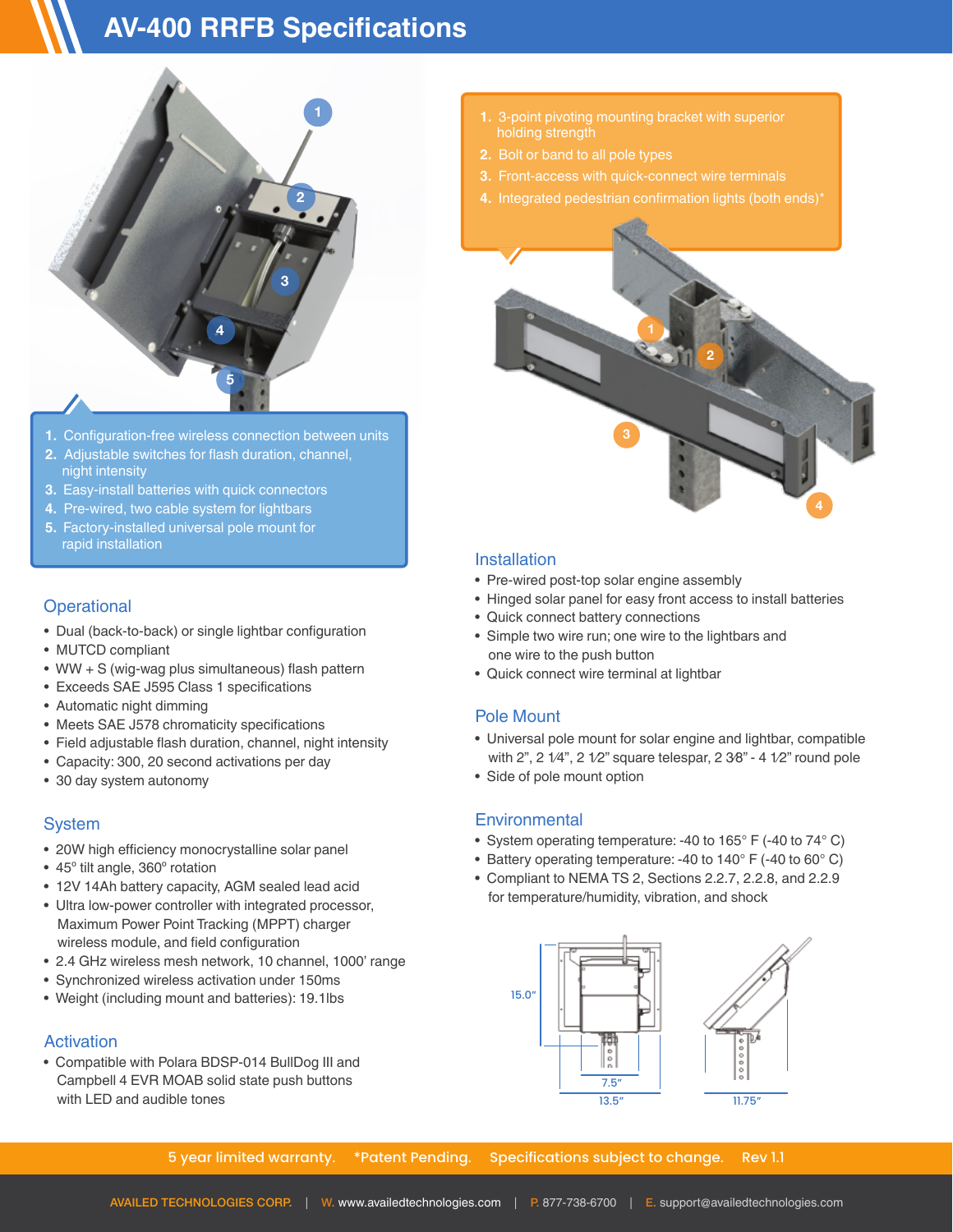# AV-400 RRFB Specifications

1. Configuration-free wireless connection between units
2. Adjustable switches for flash duration, channel, night intensity
3. Easy-install batteries with quick connectors
4. Pre-wired, two cable system for lightbars
5. Factory-installed universal pole mount for rapid installation

1. 3-point pivoting mounting bracket with superior holding strength
2. Bolt or band to all pole types
3. Front-access with quick-connect wire terminals
4. Integrated pedestrian confirmation lights (both ends)*

## Operational

- Dual (back-to-back) or single lightbar configuration
- MUTCD compliant
- WW + S (wig-wag plus simultaneous) flash pattern
- Exceeds SAE J595 Class 1 specifications
- Automatic night dimming
- Meets SAE J578 chromaticity specifications
- Field adjustable flash duration, channel, night intensity
- Capacity: 300, 20 second activations per day
- 30 day system autonomy

## System

- 20W high efficiency monocrystalline solar panel
- 45° tilt angle, 360° rotation
- 12V 14Ah battery capacity, AGM sealed lead acid
- Ultra low-power controller with integrated processor, Maximum Power Point Tracking (MPPT) charger wireless module, and field configuration
- 2.4 GHz wireless mesh network, 10 channel, 1000' range
- Synchronized wireless activation under 150ms
- Weight (including mount and batteries): 19.1lbs

## Activation

- Compatible with Polara BDSP-014 BullDog III and Campbell 4 EVR MOAB solid state push buttons with LED and audible tones

## Installation

- Pre-wired post-top solar engine assembly
- Hinged solar panel for easy front access to install batteries
- Quick connect battery connections
- Simple two wire run; one wire to the lightbars and one wire to the push button
- Quick connect wire terminal at lightbar

## Pole Mount

- Universal pole mount for solar engine and lightbar, compatible with 2", 2 1⁄4", 2 1⁄2" square telespar, 2 3⁄8" - 4 1⁄2" round pole
- Side of pole mount option

## Environmental

- System operating temperature: -40 to 165° F (-40 to 74° C)
- Battery operating temperature: -40 to 140° F (-40 to 60° C)
- Compliant to NEMA TS 2, Sections 2.2.7, 2.2.8, and 2.2.9 for temperature/humidity, vibration, and shock

15.0"
7.5"
13.5"
11.75"

5 year limited warranty. *Patent Pending. Specifications subject to change. Rev 1.1

AVAILED TECHNOLOGIES CORP. | W. www.availedtechnologies.com | P. 877-738-6700 | E. support@availedtechnologies.com